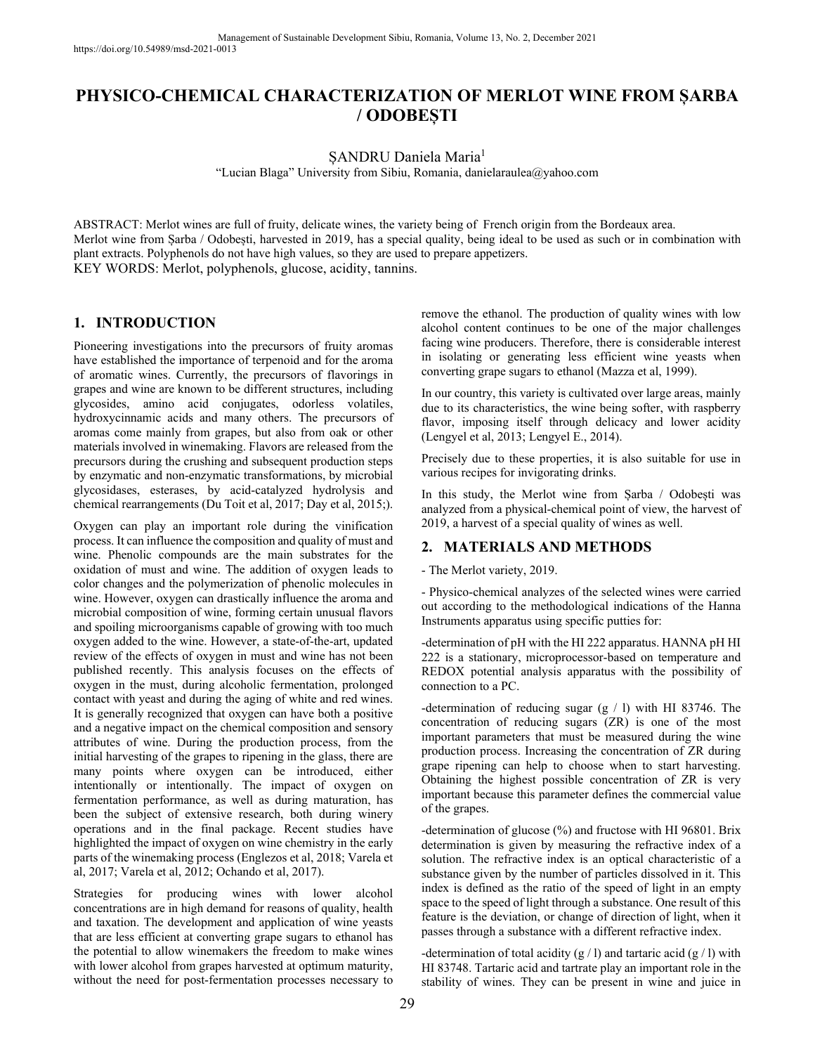# PHYSICO-CHEMICAL CHARACTERIZATION OF MERLOT WINE FROM ȘARBA / ODOBEȘTI

ȘANDRU Daniela Maria[1]

"Lucian Blaga" University from Sibiu, Romania, danielaraulea@yahoo.com

ABSTRACT: Merlot wines are full of fruity, delicate wines, the variety being of French origin from the Bordeaux area. Merlot wine from Șarba / Odobești, harvested in 2019, has a special quality, being ideal to be used as such or in combination with plant extracts. Polyphenols do not have high values, so they are used to prepare appetizers.

KEY WORDS: Merlot, polyphenols, glucose, acidity, tannins.

## 1. INTRODUCTION

Pioneering investigations into the precursors of fruity aromas have established the importance of terpenoid and for the aroma of aromatic wines. Currently, the precursors of flavorings in grapes and wine are known to be different structures, including glycosides, amino acid conjugates, odorless volatiles, hydroxycinnamic acids and many others. The precursors of aromas come mainly from grapes, but also from oak or other materials involved in winemaking. Flavors are released from the precursors during the crushing and subsequent production steps by enzymatic and non-enzymatic transformations, by microbial glycosidases, esterases, by acid-catalyzed hydrolysis and chemical rearrangements (Du Toit et al, 2017; Day et al, 2015;).

Oxygen can play an important role during the vinification process. It can influence the composition and quality of must and wine. Phenolic compounds are the main substrates for the oxidation of must and wine. The addition of oxygen leads to color changes and the polymerization of phenolic molecules in wine. However, oxygen can drastically influence the aroma and microbial composition of wine, forming certain unusual flavors and spoiling microorganisms capable of growing with too much oxygen added to the wine. However, a state-of-the-art, updated review of the effects of oxygen in must and wine has not been published recently. This analysis focuses on the effects of oxygen in the must, during alcoholic fermentation, prolonged contact with yeast and during the aging of white and red wines. It is generally recognized that oxygen can have both a positive and a negative impact on the chemical composition and sensory attributes of wine. During the production process, from the initial harvesting of the grapes to ripening in the glass, there are many points where oxygen can be introduced, either intentionally or intentionally. The impact of oxygen on fermentation performance, as well as during maturation, has been the subject of extensive research, both during winery operations and in the final package. Recent studies have highlighted the impact of oxygen on wine chemistry in the early parts of the winemaking process (Englezos et al, 2018; Varela et al, 2017; Varela et al, 2012; Ochando et al, 2017).

Strategies for producing wines with lower alcohol concentrations are in high demand for reasons of quality, health and taxation. The development and application of wine yeasts that are less efficient at converting grape sugars to ethanol has the potential to allow winemakers the freedom to make wines with lower alcohol from grapes harvested at optimum maturity, without the need for post-fermentation processes necessary to remove the ethanol. The production of quality wines with low alcohol content continues to be one of the major challenges facing wine producers. Therefore, there is considerable interest in isolating or generating less efficient wine yeasts when converting grape sugars to ethanol (Mazza et al, 1999).

In our country, this variety is cultivated over large areas, mainly due to its characteristics, the wine being softer, with raspberry flavor, imposing itself through delicacy and lower acidity (Lengyel et al, 2013; Lengyel E., 2014).

Precisely due to these properties, it is also suitable for use in various recipes for invigorating drinks.

In this study, the Merlot wine from Șarba / Odobești was analyzed from a physical-chemical point of view, the harvest of 2019, a harvest of a special quality of wines as well.

## 2. MATERIALS AND METHODS

- The Merlot variety, 2019.

- Physico-chemical analyzes of the selected wines were carried out according to the methodological indications of the Hanna Instruments apparatus using specific putties for:

-determination of pH with the HI 222 apparatus. HANNA pH HI 222 is a stationary, microprocessor-based on temperature and REDOX potential analysis apparatus with the possibility of connection to a PC.

-determination of reducing sugar (g / l) with HI 83746. The concentration of reducing sugars (ZR) is one of the most important parameters that must be measured during the wine production process. Increasing the concentration of ZR during grape ripening can help to choose when to start harvesting. Obtaining the highest possible concentration of ZR is very important because this parameter defines the commercial value of the grapes.

-determination of glucose (%) and fructose with HI 96801. Brix determination is given by measuring the refractive index of a solution. The refractive index is an optical characteristic of a substance given by the number of particles dissolved in it. This index is defined as the ratio of the speed of light in an empty space to the speed of light through a substance. One result of this feature is the deviation, or change of direction of light, when it passes through a substance with a different refractive index.

-determination of total acidity (g / l) and tartaric acid (g / l) with HI 83748. Tartaric acid and tartrate play an important role in the stability of wines. They can be present in wine and juice in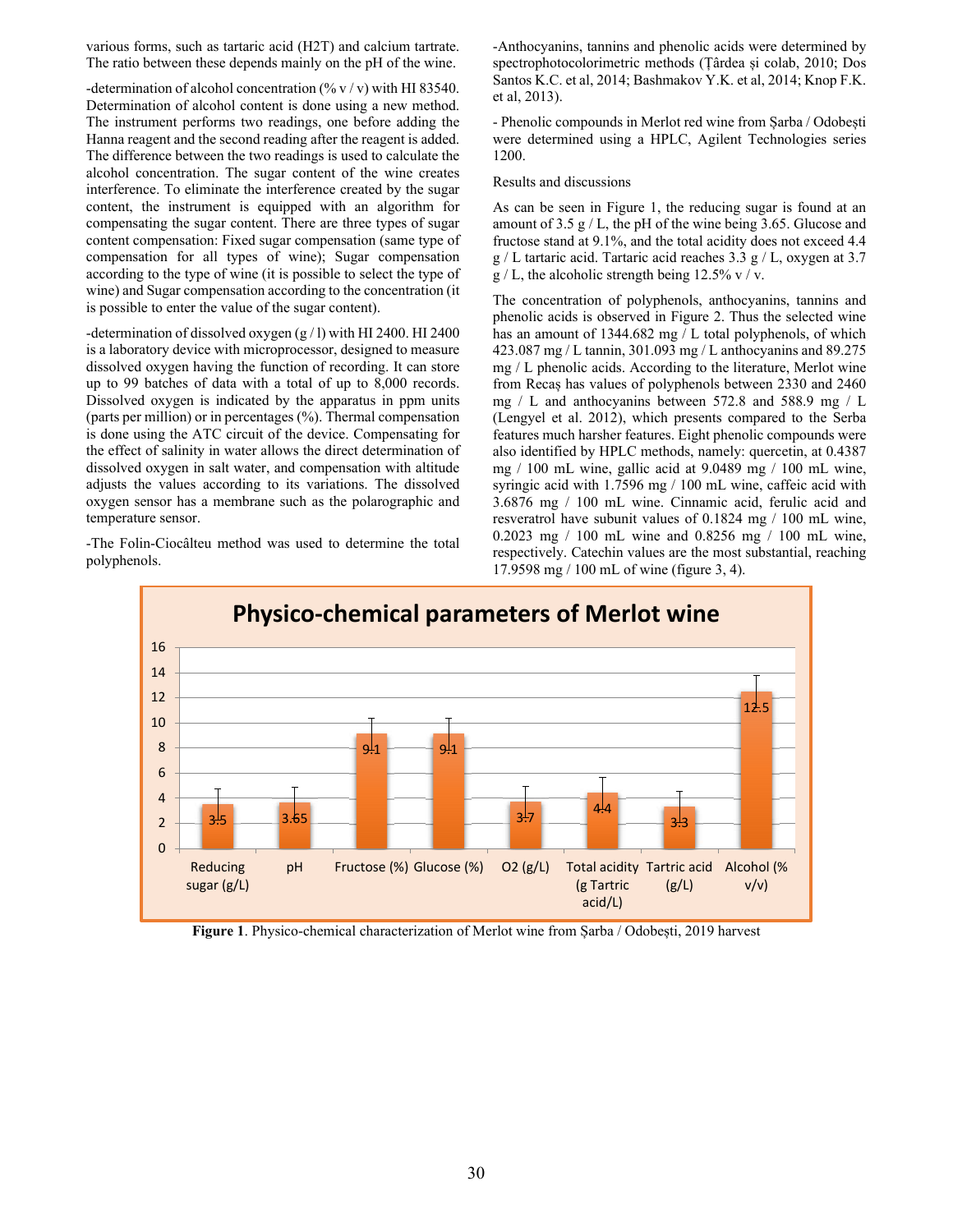various forms, such as tartaric acid ($H_2T$) and calcium tartrate. The ratio between these depends mainly on the pH of the wine.

-determination of alcohol concentration (% v / v) with HI 83540. Determination of alcohol content is done using a new method. The instrument performs two readings, one before adding the Hanna reagent and the second reading after the reagent is added. The difference between the two readings is used to calculate the alcohol concentration. The sugar content of the wine creates interference. To eliminate the interference created by the sugar content, the instrument is equipped with an algorithm for compensating the sugar content. There are three types of sugar content compensation: Fixed sugar compensation (same type of compensation for all types of wine); Sugar compensation according to the type of wine (it is possible to select the type of wine) and Sugar compensation according to the concentration (it is possible to enter the value of the sugar content).

-determination of dissolved oxygen (g / l) with HI 2400. HI 2400 is a laboratory device with microprocessor, designed to measure dissolved oxygen having the function of recording. It can store up to 99 batches of data with a total of up to 8,000 records. Dissolved oxygen is indicated by the apparatus in ppm units (parts per million) or in percentages (%). Thermal compensation is done using the ATC circuit of the device. Compensating for the effect of salinity in water allows the direct determination of dissolved oxygen in salt water, and compensation with altitude adjusts the values according to its variations. The dissolved oxygen sensor has a membrane such as the polarographic and temperature sensor.

-The Folin-Ciocâlteu method was used to determine the total polyphenols.

-Anthocyanins, tannins and phenolic acids were determined by spectrophotocolorimetric methods (Țârdea și colab, 2010; Dos Santos K.C. et al, 2014; Bashmakov Y.K. et al, 2014; Knop F.K. et al, 2013).

- Phenolic compounds in Merlot red wine from Șarba / Odobești were determined using a HPLC, Agilent Technologies series 1200.

Results and discussions

As can be seen in Figure 1, the reducing sugar is found at an amount of 3.5 g / L, the pH of the wine being 3.65. Glucose and fructose stand at 9.1%, and the total acidity does not exceed 4.4 g / L tartaric acid. Tartaric acid reaches 3.3 g / L, oxygen at 3.7 g / L, the alcoholic strength being 12.5% v / v.

The concentration of polyphenols, anthocyanins, tannins and phenolic acids is observed in Figure 2. Thus the selected wine has an amount of 1344.682 mg / L total polyphenols, of which 423.087 mg / L tannin, 301.093 mg / L anthocyanins and 89.275 mg / L phenolic acids. According to the literature, Merlot wine from Recaș has values of polyphenols between 2330 and 2460 mg / L and anthocyanins between 572.8 and 588.9 mg / L (Lengyel et al. 2012), which presents compared to the Serba features much harsher features. Eight phenolic compounds were also identified by HPLC methods, namely: quercetin, at 0.4387 mg / 100 mL wine, gallic acid at 9.0489 mg / 100 mL wine, syringic acid with 1.7596 mg / 100 mL wine, caffeic acid with 3.6876 mg / 100 mL wine. Cinnamic acid, ferulic acid and resveratrol have subunit values of 0.1824 mg / 100 mL wine, 0.2023 mg / 100 mL wine and 0.8256 mg / 100 mL wine, respectively. Catechin values are the most substantial, reaching 17.9598 mg / 100 mL of wine (figure 3, 4).

**Figure 1**. Physico-chemical characterization of Merlot wine from Șarba / Odobești, 2019 harvest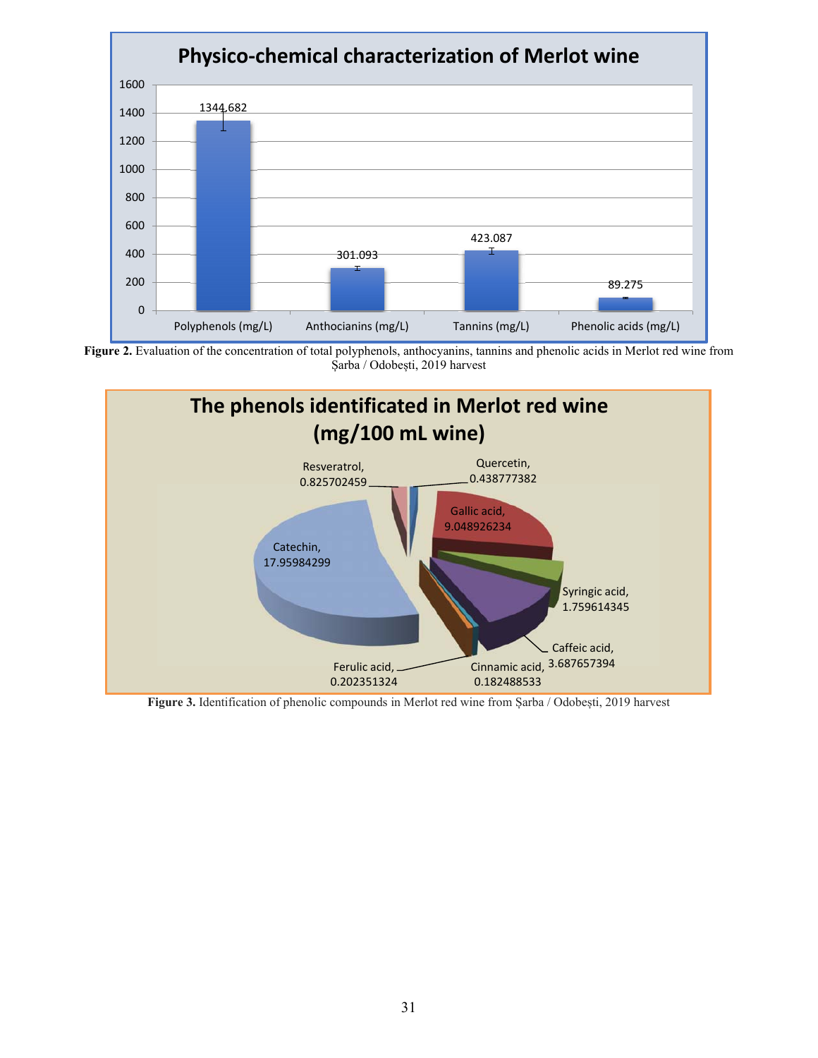Figure 2. Evaluation of the concentration of total polyphenols, anthocyanins, tannins and phenolic acids in Merlot red wine from Șarba / Odobești, 2019 harvest

Figure 3. Identification of phenolic compounds in Merlot red wine from Șarba / Odobești, 2019 harvest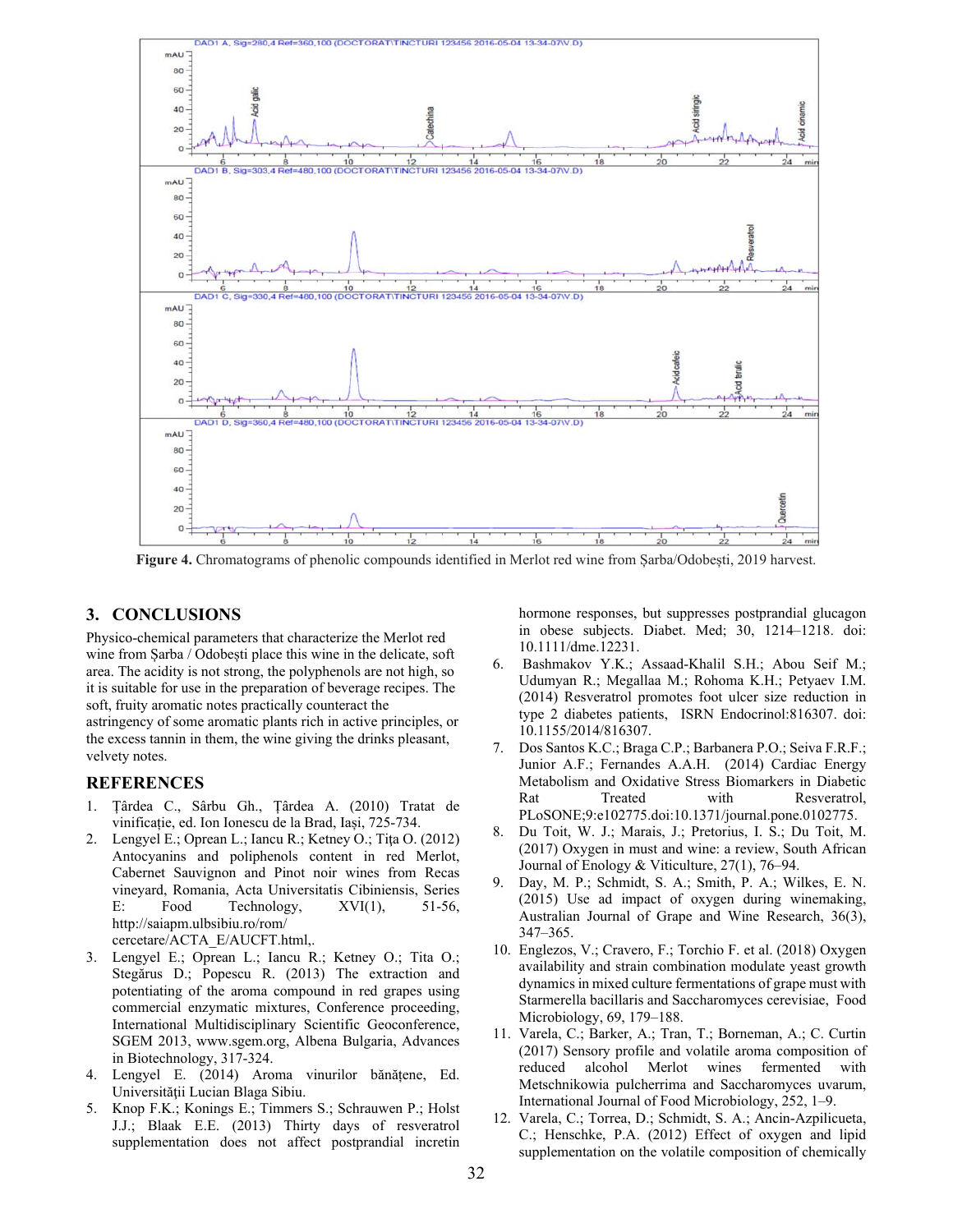Figure 4. Chromatograms of phenolic compounds identified in Merlot red wine from Șarba/Odobești, 2019 harvest.

## 3. CONCLUSIONS

Physico-chemical parameters that characterize the Merlot red wine from Șarba / Odobești place this wine in the delicate, soft area. The acidity is not strong, the polyphenols are not high, so it is suitable for use in the preparation of beverage recipes. The soft, fruity aromatic notes practically counteract the astringency of some aromatic plants rich in active principles, or the excess tannin in them, the wine giving the drinks pleasant, velvety notes.

## REFERENCES

1. Țârdea C., Sârbu Gh., Țârdea A. (2010) Tratat de vinificație, ed. Ion Ionescu de la Brad, Iași, 725-734.
2. Lengyel E.; Oprean L.; Iancu R.; Ketney O.; Tița O. (2012) Antocyanins and poliphenols content in red Merlot, Cabernet Sauvignon and Pinot noir wines from Recas vineyard, Romania, Acta Universitatis Cibiniensis, Series E: Food Technology, XVI(1), 51-56, http://saiapm.ulbsibiu.ro/rom/cercetare/ACTA_E/AUCFT.html,.
3. Lengyel E.; Oprean L.; Iancu R.; Ketney O.; Tita O.; Stegărus D.; Popescu R. (2013) The extraction and potentiating of the aroma compound in red grapes using commercial enzymatic mixtures, Conference proceeding, International Multidisciplinary Scientific Geoconference, SGEM 2013, www.sgem.org, Albena Bulgaria, Advances in Biotechnology, 317-324.
4. Lengyel E. (2014) Aroma vinurilor bănățene, Ed. Universității Lucian Blaga Sibiu.
5. Knop F.K.; Konings E.; Timmers S.; Schrauwen P.; Holst J.J.; Blaak E.E. (2013) Thirty days of resveratrol supplementation does not affect postprandial incretin hormone responses, but suppresses postprandial glucagon in obese subjects. Diabet. Med; 30, 1214–1218. doi: 10.1111/dme.12231.
6. Bashmakov Y.K.; Assaad-Khalil S.H.; Abou Seif M.; Udumyan R.; Megallaa M.; Rohoma K.H.; Petyaev I.M. (2014) Resveratrol promotes foot ulcer size reduction in type 2 diabetes patients, ISRN Endocrinol:816307. doi: 10.1155/2014/816307.
7. Dos Santos K.C.; Braga C.P.; Barbanera P.O.; Seiva F.R.F.; Junior A.F.; Fernandes A.A.H. (2014) Cardiac Energy Metabolism and Oxidative Stress Biomarkers in Diabetic Rat Treated with Resveratrol, PLoSONE;9:e102775.doi:10.1371/journal.pone.0102775.
8. Du Toit, W. J.; Marais, J.; Pretorius, I. S.; Du Toit, M. (2017) Oxygen in must and wine: a review, South African Journal of Enology & Viticulture, 27(1), 76–94.
9. Day, M. P.; Schmidt, S. A.; Smith, P. A.; Wilkes, E. N. (2015) Use ad impact of oxygen during winemaking, Australian Journal of Grape and Wine Research, 36(3), 347–365.
10. Englezos, V.; Cravero, F.; Torchio F. et al. (2018) Oxygen availability and strain combination modulate yeast growth dynamics in mixed culture fermentations of grape must with Starmerella bacillaris and Saccharomyces cerevisiae, Food Microbiology, 69, 179–188.
11. Varela, C.; Barker, A.; Tran, T.; Borneman, A.; C. Curtin (2017) Sensory profile and volatile aroma composition of reduced alcohol Merlot wines fermented with Metschnikowia pulcherrima and Saccharomyces uvarum, International Journal of Food Microbiology, 252, 1–9.
12. Varela, C.; Torrea, D.; Schmidt, S. A.; Ancin-Azpilicueta, C.; Henschke, P.A. (2012) Effect of oxygen and lipid supplementation on the volatile composition of chemically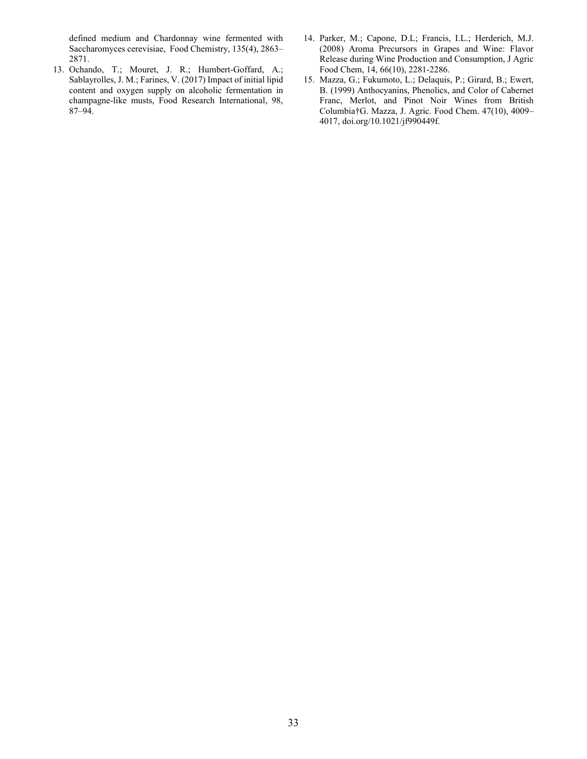defined medium and Chardonnay wine fermented with Saccharomyces cerevisiae, Food Chemistry, 135(4), 2863–2871.

13. Ochando, T.; Mouret, J. R.; Humbert-Goffard, A.; Sablayrolles, J. M.; Farines, V. (2017) Impact of initial lipid content and oxygen supply on alcoholic fermentation in champagne-like musts, Food Research International, 98, 87–94.
14. Parker, M.; Capone, D.L; Francis, I.L.; Herderich, M.J. (2008) Aroma Precursors in Grapes and Wine: Flavor Release during Wine Production and Consumption, J Agric Food Chem, 14, 66(10), 2281-2286.
15. Mazza, G.; Fukumoto, L.; Delaquis, P.; Girard, B.; Ewert, B. (1999) Anthocyanins, Phenolics, and Color of Cabernet Franc, Merlot, and Pinot Noir Wines from British Columbia†G. Mazza, J. Agric. Food Chem. 47(10), 4009–4017, doi.org/10.1021/jf990449f.